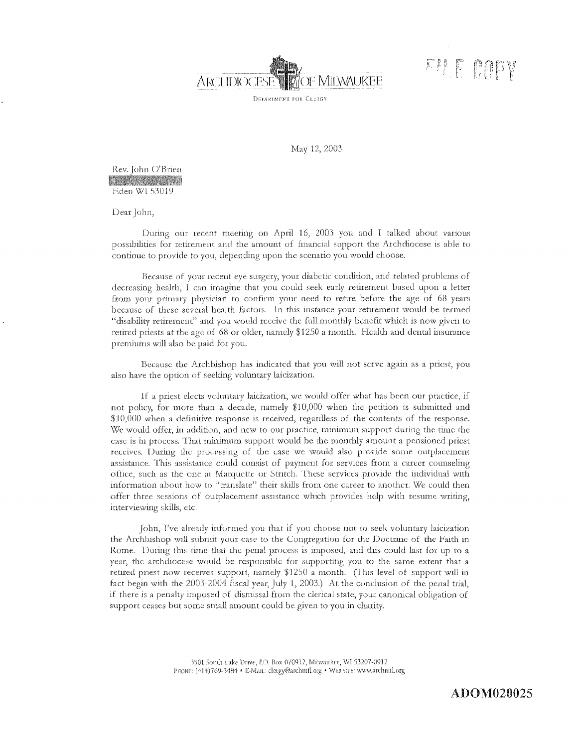ARCHDIOCESE OF MILWAUKEE

DEPARTMENT FOR CLERGY

FILE COPY

May 12, 2003

Rev. John O'Brien

Eden WI 53019

Dear John,

During our recent meeting on April 16, 2003 you and I talked about various possibilities for retirement and the amount of financial support the Archdiocese is able to continue to provide to you, depending upon the scenario you would choose.

Because of your recent eye surgery, your diabetic condition, and related problems of decreasing health, I can imagine that you could seek early retirement based upon a letter from your primary physician to confirm your need to retire before the age of 68 years because of these several health factors. In this instance your retirement would be termed "disability retirement" and you would receive the full monthly benefit which is now given to retired priests at the age of 68 or older, namely $1250 a month. Health and dental insurance premiums will also be paid for you.

Because the Archbishop has indicated that you will not serve again as a priest, you also have the option of seeking voluntary laicization.

If a priest elects voluntary laicization, we would offer what has been our practice, if not policy, for more than a decade, namely $10,000 when the petition is submitted and $10,000 when a definitive response is received, regardless of the contents of the response. We would offer, in addition, and new to our practice, minimum support during the time the case is in process. That minimum support would be the monthly amount a pensioned priest receives. During the processing of the case we would also provide some outplacement assistance. This assistance could consist of payment for services from a career counseling office, such as the one at Marquette or Stritch. These services provide the individual with information about how to "translate" their skills from one career to another. We could then offer three sessions of outplacement assistance which provides help with resume writing, interviewing skills, etc.

John, I've already informed you that if you choose not to seek voluntary laicization the Archbishop will submit your case to the Congregation for the Doctrine of the Faith in Rome. During this time that the penal process is imposed, and this could last for up to a year, the archdiocese would be responsible for supporting you to the same extent that a retired priest now receives support, namely $1250 a month. (This level of support will in fact begin with the 2003-2004 fiscal year, July 1, 2003.) At the conclusion of the penal trial, if there is a penalty imposed of dismissal from the clerical state, your canonical obligation of support ceases but some small amount could be given to you in charity.

3501 South Lake Drive, P.O. Box 070912, Milwaukee, WI 53207-0912
PHONE: (414)769-3484 • E-MAIL: clergy@archmil.org • WEB SITE: www.archmil.org

ADOM020025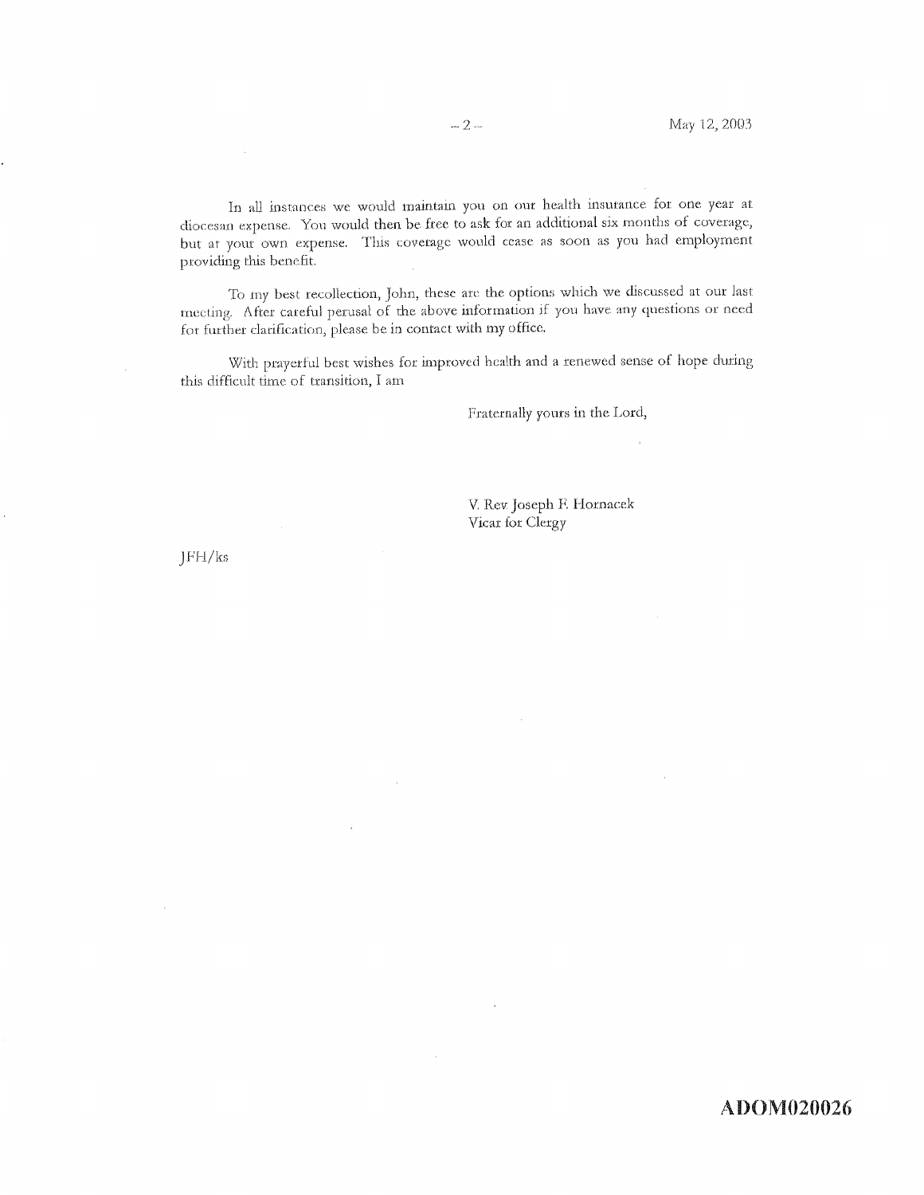In all instances we would maintain you on our health insurance for one year at diocesan expense. You would then be free to ask for an additional six months of coverage, but at your own expense. This coverage would cease as soon as you had employment providing this benefit.

To my best recollection, John, these are the options which we discussed at our last meeting. After careful perusal of the above information if you have any questions or need for further clarification, please be in contact with my office.

With prayerful best wishes for improved health and a renewed sense of hope during this difficult time of transition, I am

Fraternally yours in the Lord,

V. Rev. Joseph F. Hornacek
Vicar for Clergy

JFH/ks

ADOM020026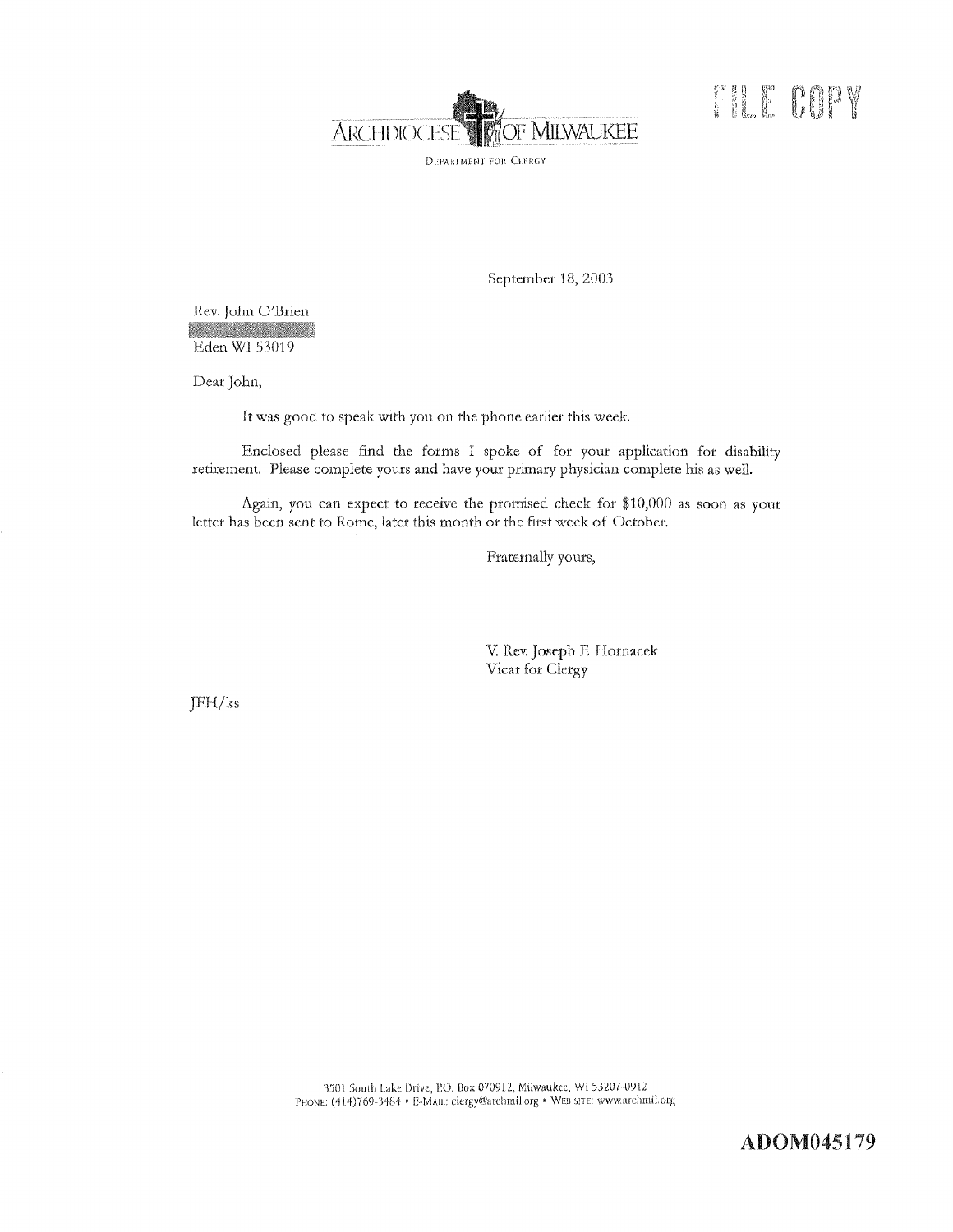ARCHDIOCESE OF MILWAUKEE

DEPARTMENT FOR CLERGY

FILE COPY

September 18, 2003

Rev. John O'Brien

Eden WI 53019

Dear John,

It was good to speak with you on the phone earlier this week.

Enclosed please find the forms I spoke of for your application for disability retirement. Please complete yours and have your primary physician complete his as well.

Again, you can expect to receive the promised check for $10,000 as soon as your letter has been sent to Rome, later this month or the first week of October.

Fraternally yours,

V. Rev. Joseph F. Hornacek
Vicar for Clergy

JFH/ks

3501 South Lake Drive, P.O. Box 070912, Milwaukee, WI 53207-0912
PHONE: (414)769-3484 • E-MAIL: clergy@archmil.org • WEB SITE: www.archmil.org

ADOM045179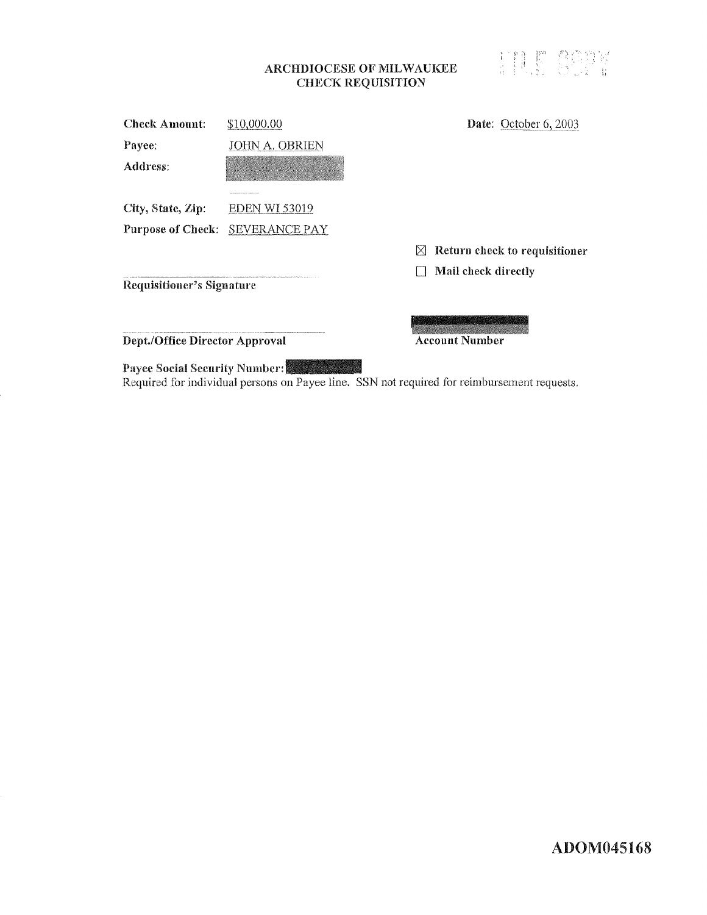## ARCHDIOCESE OF MILWAUKEE
## CHECK REQUISITION

FILE COPY

**Check Amount:** $10,000.00

**Date:** October 6, 2003

**Payee:** JOHN A. OBRIEN

**Address:**

**City, State, Zip:** EDEN WI 53019

**Purpose of Check:** SEVERANCE PAY

☒ **Return check to requisitioner**

☐ **Mail check directly**

**Requisitioner's Signature**

**Dept./Office Director Approval**

**Account Number**

**Payee Social Security Number:**

Required for individual persons on Payee line. SSN not required for reimbursement requests.

**ADOM045168**